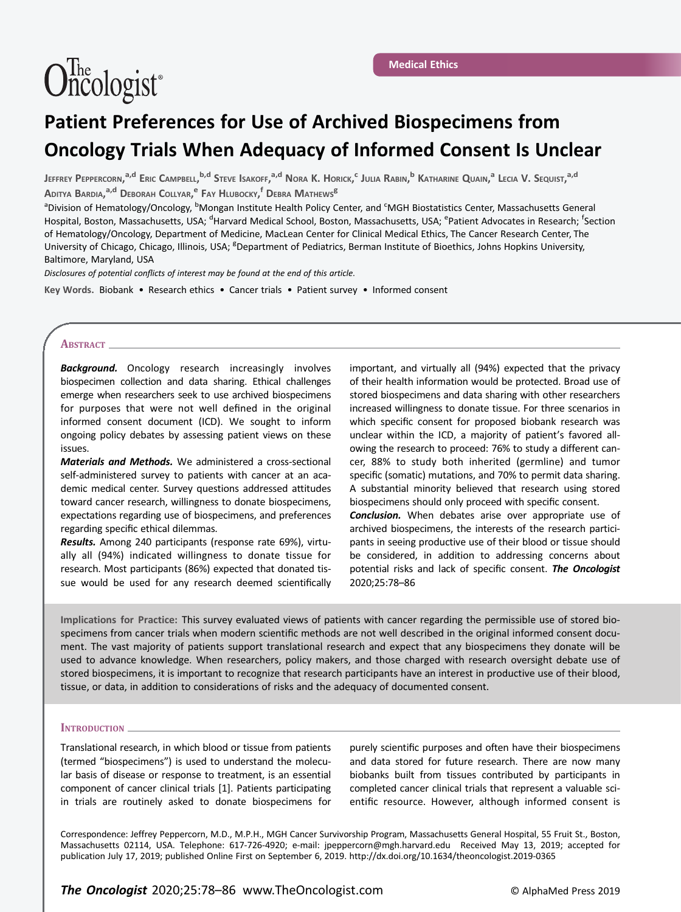Medical Ethics

# Patient Preferences for Use of Archived Biospecimens from Oncology Trials When Adequacy of Informed Consent Is Unclear

Jeffrey Peppercorn,[a,d] Eric Campbell,[b,d] Steve Isakoff,[a,d] Nora K. Horick,[c] Julia Rabin,[b] Katharine Quain,[a] Lecia V. Sequist,[a,d] Aditya Bardia,[a,d] Deborah Collyar,[e] Fay Hlubocky,[f] Debra Mathews[g]

[a]Division of Hematology/Oncology, [b]Mongan Institute Health Policy Center, and [c]MGH Biostatistics Center, Massachusetts General Hospital, Boston, Massachusetts, USA; [d]Harvard Medical School, Boston, Massachusetts, USA; [e]Patient Advocates in Research; [f]Section of Hematology/Oncology, Department of Medicine, MacLean Center for Clinical Medical Ethics, The Cancer Research Center, The University of Chicago, Chicago, Illinois, USA; [g]Department of Pediatrics, Berman Institute of Bioethics, Johns Hopkins University, Baltimore, Maryland, USA

*Disclosures of potential conflicts of interest may be found at the end of this article.*

**Key Words.** Biobank • Research ethics • Cancer trials • Patient survey • Informed consent

## Abstract

***Background.*** Oncology research increasingly involves biospecimen collection and data sharing. Ethical challenges emerge when researchers seek to use archived biospecimens for purposes that were not well defined in the original informed consent document (ICD). We sought to inform ongoing policy debates by assessing patient views on these issues.

***Materials and Methods.*** We administered a cross-sectional self-administered survey to patients with cancer at an academic medical center. Survey questions addressed attitudes toward cancer research, willingness to donate biospecimens, expectations regarding use of biospecimens, and preferences regarding specific ethical dilemmas.

***Results.*** Among 240 participants (response rate 69%), virtually all (94%) indicated willingness to donate tissue for research. Most participants (86%) expected that donated tissue would be used for any research deemed scientifically important, and virtually all (94%) expected that the privacy of their health information would be protected. Broad use of stored biospecimens and data sharing with other researchers increased willingness to donate tissue. For three scenarios in which specific consent for proposed biobank research was unclear within the ICD, a majority of patient's favored allowing the research to proceed: 76% to study a different cancer, 88% to study both inherited (germline) and tumor specific (somatic) mutations, and 70% to permit data sharing. A substantial minority believed that research using stored biospecimens should only proceed with specific consent.

***Conclusion.*** When debates arise over appropriate use of archived biospecimens, the interests of the research participants in seeing productive use of their blood or tissue should be considered, in addition to addressing concerns about potential risks and lack of specific consent. ***The Oncologist*** 2020;25:78–86

**Implications for Practice:** This survey evaluated views of patients with cancer regarding the permissible use of stored biospecimens from cancer trials when modern scientific methods are not well described in the original informed consent document. The vast majority of patients support translational research and expect that any biospecimens they donate will be used to advance knowledge. When researchers, policy makers, and those charged with research oversight debate use of stored biospecimens, it is important to recognize that research participants have an interest in productive use of their blood, tissue, or data, in addition to considerations of risks and the adequacy of documented consent.

## Introduction

Translational research, in which blood or tissue from patients (termed "biospecimens") is used to understand the molecular basis of disease or response to treatment, is an essential component of cancer clinical trials [1]. Patients participating in trials are routinely asked to donate biospecimens for purely scientific purposes and often have their biospecimens and data stored for future research. There are now many biobanks built from tissues contributed by participants in completed cancer clinical trials that represent a valuable scientific resource. However, although informed consent is

Correspondence: Jeffrey Peppercorn, M.D., M.P.H., MGH Cancer Survivorship Program, Massachusetts General Hospital, 55 Fruit St., Boston, Massachusetts 02114, USA. Telephone: 617-726-4920; e-mail: jpeppercorn@mgh.harvard.edu Received May 13, 2019; accepted for publication July 17, 2019; published Online First on September 6, 2019. http://dx.doi.org/10.1634/theoncologist.2019-0365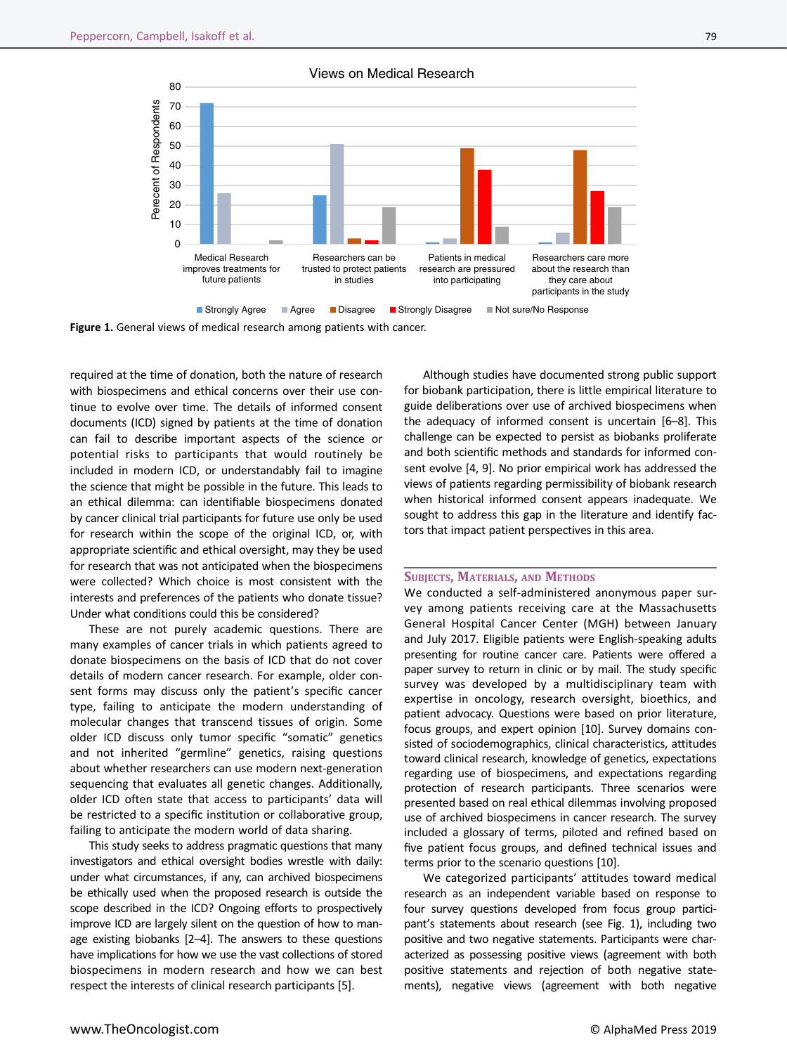Views on Medical Research

Perecent of Respondents

0
10
20
30
40
50
60
70
80

Medical Research improves treatments for future patients

Researchers can be trusted to protect patients in studies

Patients in medical research are pressured into participating

Researchers care more about the research than they care about participants in the study

Strongly Agree
Agree
Disagree
Strongly Disagree
Not sure/No Response

**Figure 1.** General views of medical research among patients with cancer.

required at the time of donation, both the nature of research with biospecimens and ethical concerns over their use continue to evolve over time. The details of informed consent documents (ICD) signed by patients at the time of donation can fail to describe important aspects of the science or potential risks to participants that would routinely be included in modern ICD, or understandably fail to imagine the science that might be possible in the future. This leads to an ethical dilemma: can identifiable biospecimens donated by cancer clinical trial participants for future use only be used for research within the scope of the original ICD, or, with appropriate scientific and ethical oversight, may they be used for research that was not anticipated when the biospecimens were collected? Which choice is most consistent with the interests and preferences of the patients who donate tissue? Under what conditions could this be considered?

These are not purely academic questions. There are many examples of cancer trials in which patients agreed to donate biospecimens on the basis of ICD that do not cover details of modern cancer research. For example, older consent forms may discuss only the patient's specific cancer type, failing to anticipate the modern understanding of molecular changes that transcend tissues of origin. Some older ICD discuss only tumor specific "somatic" genetics and not inherited "germline" genetics, raising questions about whether researchers can use modern next-generation sequencing that evaluates all genetic changes. Additionally, older ICD often state that access to participants' data will be restricted to a specific institution or collaborative group, failing to anticipate the modern world of data sharing.

This study seeks to address pragmatic questions that many investigators and ethical oversight bodies wrestle with daily: under what circumstances, if any, can archived biospecimens be ethically used when the proposed research is outside the scope described in the ICD? Ongoing efforts to prospectively improve ICD are largely silent on the question of how to manage existing biobanks [2–4]. The answers to these questions have implications for how we use the vast collections of stored biospecimens in modern research and how we can best respect the interests of clinical research participants [5].

Although studies have documented strong public support for biobank participation, there is little empirical literature to guide deliberations over use of archived biospecimens when the adequacy of informed consent is uncertain [6–8]. This challenge can be expected to persist as biobanks proliferate and both scientific methods and standards for informed consent evolve [4, 9]. No prior empirical work has addressed the views of patients regarding permissibility of biobank research when historical informed consent appears inadequate. We sought to address this gap in the literature and identify factors that impact patient perspectives in this area.

## Subjects, Materials, and Methods

We conducted a self-administered anonymous paper survey among patients receiving care at the Massachusetts General Hospital Cancer Center (MGH) between January and July 2017. Eligible patients were English-speaking adults presenting for routine cancer care. Patients were offered a paper survey to return in clinic or by mail. The study specific survey was developed by a multidisciplinary team with expertise in oncology, research oversight, bioethics, and patient advocacy. Questions were based on prior literature, focus groups, and expert opinion [10]. Survey domains consisted of sociodemographics, clinical characteristics, attitudes toward clinical research, knowledge of genetics, expectations regarding use of biospecimens, and expectations regarding protection of research participants. Three scenarios were presented based on real ethical dilemmas involving proposed use of archived biospecimens in cancer research. The survey included a glossary of terms, piloted and refined based on five patient focus groups, and defined technical issues and terms prior to the scenario questions [10].

We categorized participants' attitudes toward medical research as an independent variable based on response to four survey questions developed from focus group participant's statements about research (see Fig. 1), including two positive and two negative statements. Participants were characterized as possessing positive views (agreement with both positive statements and rejection of both negative statements), negative views (agreement with both negative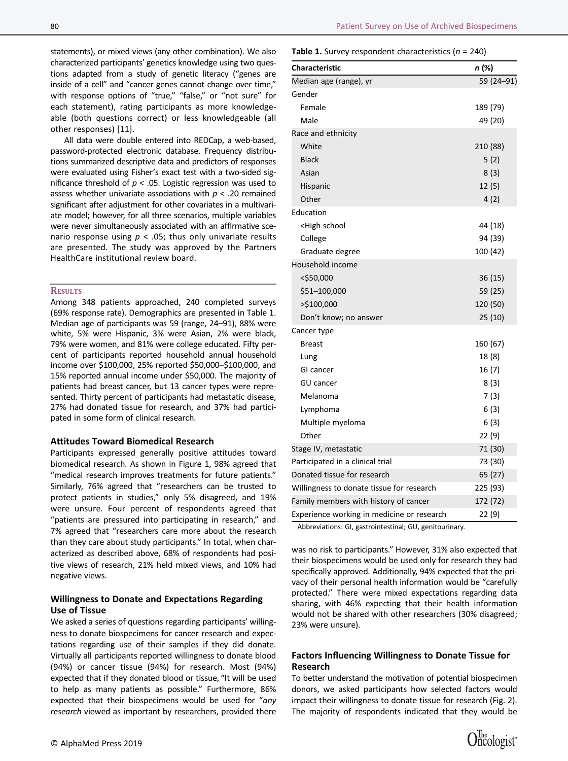statements), or mixed views (any other combination). We also characterized participants' genetics knowledge using two questions adapted from a study of genetic literacy ("genes are inside of a cell" and "cancer genes cannot change over time," with response options of "true," "false," or "not sure" for each statement), rating participants as more knowledgeable (both questions correct) or less knowledgeable (all other responses) [11].

All data were double entered into REDCap, a web-based, password-protected electronic database. Frequency distributions summarized descriptive data and predictors of responses were evaluated using Fisher's exact test with a two-sided significance threshold of $p < .05$. Logistic regression was used to assess whether univariate associations with $p < .20$ remained significant after adjustment for other covariates in a multivariate model; however, for all three scenarios, multiple variables were never simultaneously associated with an affirmative scenario response using $p < .05$; thus only univariate results are presented. The study was approved by the Partners HealthCare institutional review board.

## Results

Among 348 patients approached, 240 completed surveys (69% response rate). Demographics are presented in Table 1. Median age of participants was 59 (range, 24–91), 88% were white, 5% were Hispanic, 3% were Asian, 2% were black, 79% were women, and 81% were college educated. Fifty percent of participants reported household annual household income over $100,000, 25% reported $50,000–$100,000, and 15% reported annual income under $50,000. The majority of patients had breast cancer, but 13 cancer types were represented. Thirty percent of participants had metastatic disease, 27% had donated tissue for research, and 37% had participated in some form of clinical research.

**Table 1.** Survey respondent characteristics ($n$ = 240)

| Characteristic | *n* (%) |
|---|---|
| Median age (range), yr | 59 (24–91) |
| Gender | |
| Female | 189 (79) |
| Male | 49 (20) |
| Race and ethnicity | |
| White | 210 (88) |
| Black | 5 (2) |
| Asian | 8 (3) |
| Hispanic | 12 (5) |
| Other | 4 (2) |
| Education | |
| <High school | 44 (18) |
| College | 94 (39) |
| Graduate degree | 100 (42) |
| Household income | |
| <$50,000 | 36 (15) |
| $51–100,000 | 59 (25) |
| >$100,000 | 120 (50) |
| Don't know; no answer | 25 (10) |
| Cancer type | |
| Breast | 160 (67) |
| Lung | 18 (8) |
| GI cancer | 16 (7) |
| GU cancer | 8 (3) |
| Melanoma | 7 (3) |
| Lymphoma | 6 (3) |
| Multiple myeloma | 6 (3) |
| Other | 22 (9) |
| Stage IV, metastatic | 71 (30) |
| Participated in a clinical trial | 73 (30) |
| Donated tissue for research | 65 (27) |
| Willingness to donate tissue for research | 225 (93) |
| Family members with history of cancer | 172 (72) |
| Experience working in medicine or research | 22 (9) |

Abbreviations: GI, gastrointestinal; GU, genitourinary.

### Attitudes Toward Biomedical Research

Participants expressed generally positive attitudes toward biomedical research. As shown in Figure 1, 98% agreed that "medical research improves treatments for future patients." Similarly, 76% agreed that "researchers can be trusted to protect patients in studies," only 5% disagreed, and 19% were unsure. Four percent of respondents agreed that "patients are pressured into participating in research," and 7% agreed that "researchers care more about the research than they care about study participants." In total, when characterized as described above, 68% of respondents had positive views of research, 21% held mixed views, and 10% had negative views.

### Willingness to Donate and Expectations Regarding Use of Tissue

We asked a series of questions regarding participants' willingness to donate biospecimens for cancer research and expectations regarding use of their samples if they did donate. Virtually all participants reported willingness to donate blood (94%) or cancer tissue (94%) for research. Most (94%) expected that if they donated blood or tissue, "It will be used to help as many patients as possible." Furthermore, 86% expected that their biospecimens would be used for "*any research* viewed as important by researchers, provided there was no risk to participants." However, 31% also expected that their biospecimens would be used only for research they had specifically approved. Additionally, 94% expected that the privacy of their personal health information would be "carefully protected." There were mixed expectations regarding data sharing, with 46% expecting that their health information would not be shared with other researchers (30% disagreed; 23% were unsure).

### Factors Influencing Willingness to Donate Tissue for Research

To better understand the motivation of potential biospecimen donors, we asked participants how selected factors would impact their willingness to donate tissue for research (Fig. 2). The majority of respondents indicated that they would be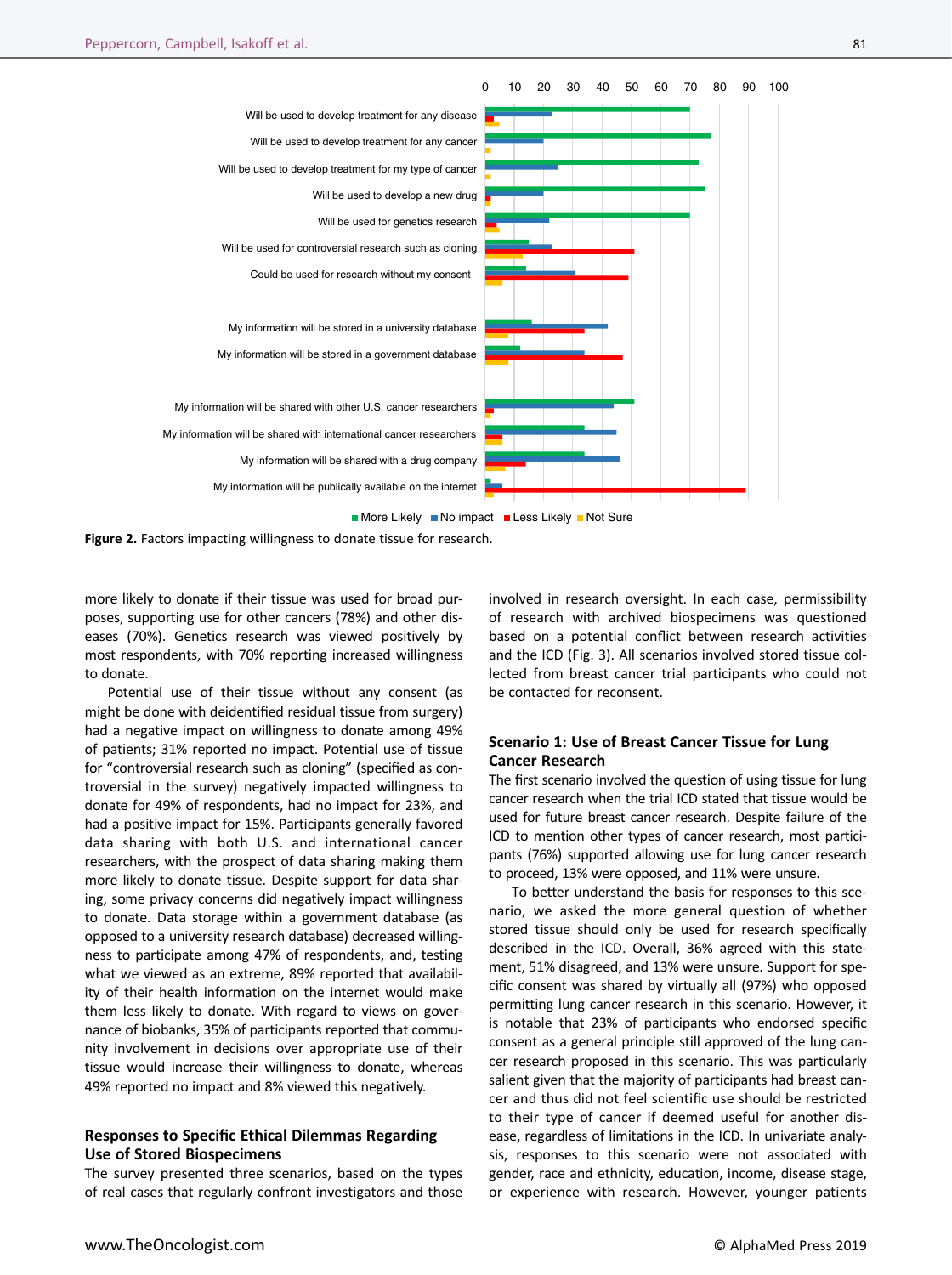**Figure 2.** Factors impacting willingness to donate tissue for research.

more likely to donate if their tissue was used for broad purposes, supporting use for other cancers (78%) and other diseases (70%). Genetics research was viewed positively by most respondents, with 70% reporting increased willingness to donate.

Potential use of their tissue without any consent (as might be done with deidentified residual tissue from surgery) had a negative impact on willingness to donate among 49% of patients; 31% reported no impact. Potential use of tissue for "controversial research such as cloning" (specified as controversial in the survey) negatively impacted willingness to donate for 49% of respondents, had no impact for 23%, and had a positive impact for 15%. Participants generally favored data sharing with both U.S. and international cancer researchers, with the prospect of data sharing making them more likely to donate tissue. Despite support for data sharing, some privacy concerns did negatively impact willingness to donate. Data storage within a government database (as opposed to a university research database) decreased willingness to participate among 47% of respondents, and, testing what we viewed as an extreme, 89% reported that availability of their health information on the internet would make them less likely to donate. With regard to views on governance of biobanks, 35% of participants reported that community involvement in decisions over appropriate use of their tissue would increase their willingness to donate, whereas 49% reported no impact and 8% viewed this negatively.

## Responses to Specific Ethical Dilemmas Regarding Use of Stored Biospecimens

The survey presented three scenarios, based on the types of real cases that regularly confront investigators and those involved in research oversight. In each case, permissibility of research with archived biospecimens was questioned based on a potential conflict between research activities and the ICD (Fig. 3). All scenarios involved stored tissue collected from breast cancer trial participants who could not be contacted for reconsent.

## Scenario 1: Use of Breast Cancer Tissue for Lung Cancer Research

The first scenario involved the question of using tissue for lung cancer research when the trial ICD stated that tissue would be used for future breast cancer research. Despite failure of the ICD to mention other types of cancer research, most participants (76%) supported allowing use for lung cancer research to proceed, 13% were opposed, and 11% were unsure.

To better understand the basis for responses to this scenario, we asked the more general question of whether stored tissue should only be used for research specifically described in the ICD. Overall, 36% agreed with this statement, 51% disagreed, and 13% were unsure. Support for specific consent was shared by virtually all (97%) who opposed permitting lung cancer research in this scenario. However, it is notable that 23% of participants who endorsed specific consent as a general principle still approved of the lung cancer research proposed in this scenario. This was particularly salient given that the majority of participants had breast cancer and thus did not feel scientific use should be restricted to their type of cancer if deemed useful for another disease, regardless of limitations in the ICD. In univariate analysis, responses to this scenario were not associated with gender, race and ethnicity, education, income, disease stage, or experience with research. However, younger patients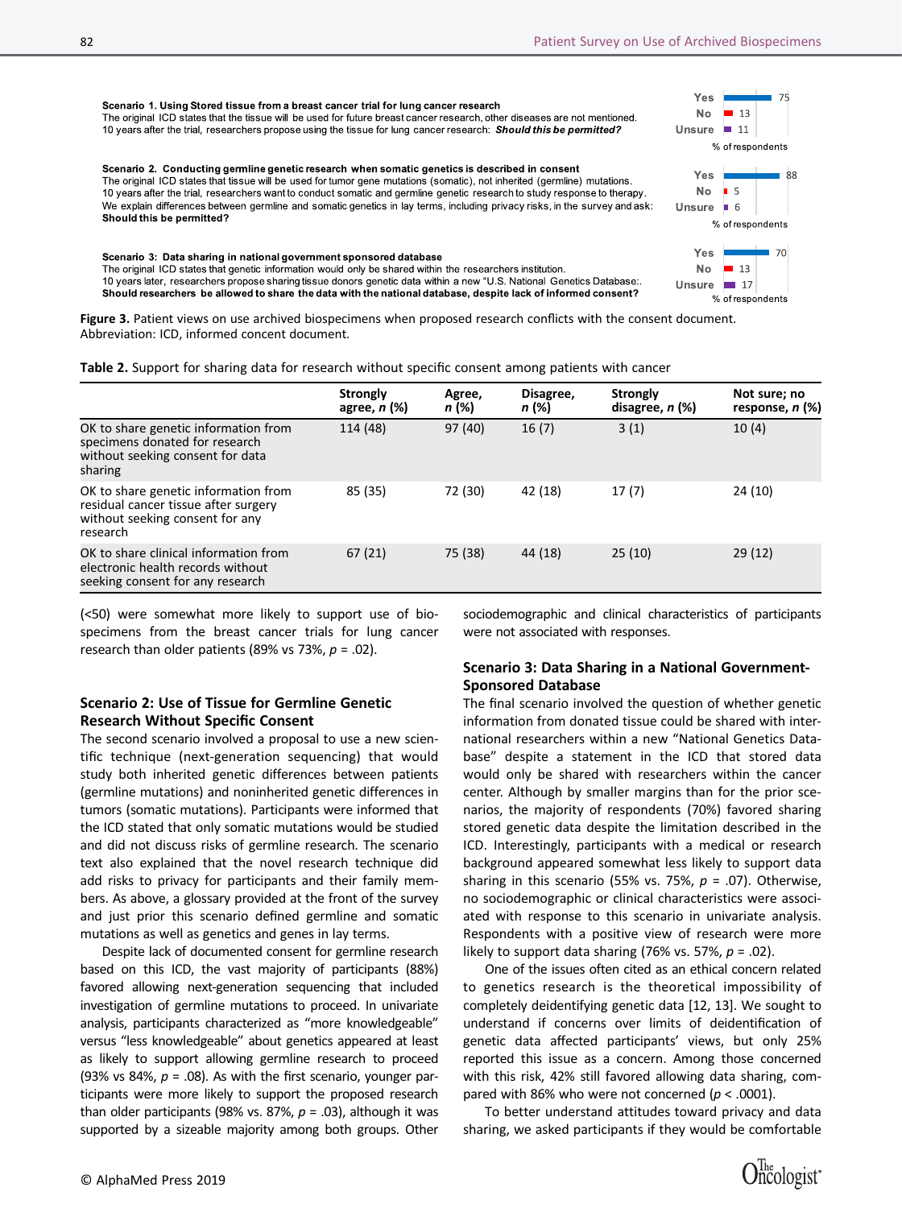**Scenario 1. Using Stored tissue from a breast cancer trial for lung cancer research**
The original ICD states that the tissue will be used for future breast cancer research, other diseases are not mentioned.
10 years after the trial, researchers propose using the tissue for lung cancer research: ***Should this be permitted?***

| | % of respondents |
|---|---|
| Yes | 75 |
| No | 13 |
| Unsure | 11 |

**Scenario 2. Conducting germline genetic research when somatic genetics is described in consent**
The original ICD states that tissue will be used for tumor gene mutations (somatic), not inherited (germline) mutations.
10 years after the trial, researchers want to conduct somatic and germline genetic research to study response to therapy.
We explain differences between germline and somatic genetics in lay terms, including privacy risks, in the survey and ask:
**Should this be permitted?**

| | % of respondents |
|---|---|
| Yes | 88 |
| No | 5 |
| Unsure | 6 |

**Scenario 3: Data sharing in national government sponsored database**
The original ICD states that genetic information would only be shared within the researchers institution.
10 years later, researchers propose sharing tissue donors genetic data within a new "U.S. National Genetics Database:.
**Should researchers be allowed to share the data with the national database, despite lack of informed consent?**

| | % of respondents |
|---|---|
| Yes | 70 |
| No | 13 |
| Unsure | 17 |

**Figure 3.** Patient views on use archived biospecimens when proposed research conflicts with the consent document. Abbreviation: ICD, informed concent document.

**Table 2.** Support for sharing data for research without specific consent among patients with cancer

| | Strongly agree, *n* (%) | Agree, *n* (%) | Disagree, *n* (%) | Strongly disagree, *n* (%) | Not sure; no response, *n* (%) |
|---|---|---|---|---|---|
| OK to share genetic information from specimens donated for research without seeking consent for data sharing | 114 (48) | 97 (40) | 16 (7) | 3 (1) | 10 (4) |
| OK to share genetic information from residual cancer tissue after surgery without seeking consent for any research | 85 (35) | 72 (30) | 42 (18) | 17 (7) | 24 (10) |
| OK to share clinical information from electronic health records without seeking consent for any research | 67 (21) | 75 (38) | 44 (18) | 25 (10) | 29 (12) |

(<50) were somewhat more likely to support use of biospecimens from the breast cancer trials for lung cancer research than older patients (89% vs 73%, $p = .02$).

## Scenario 2: Use of Tissue for Germline Genetic Research Without Specific Consent

The second scenario involved a proposal to use a new scientific technique (next-generation sequencing) that would study both inherited genetic differences between patients (germline mutations) and noninherited genetic differences in tumors (somatic mutations). Participants were informed that the ICD stated that only somatic mutations would be studied and did not discuss risks of germline research. The scenario text also explained that the novel research technique did add risks to privacy for participants and their family members. As above, a glossary provided at the front of the survey and just prior this scenario defined germline and somatic mutations as well as genetics and genes in lay terms.

Despite lack of documented consent for germline research based on this ICD, the vast majority of participants (88%) favored allowing next-generation sequencing that included investigation of germline mutations to proceed. In univariate analysis, participants characterized as "more knowledgeable" versus "less knowledgeable" about genetics appeared at least as likely to support allowing germline research to proceed (93% vs 84%, $p = .08$). As with the first scenario, younger participants were more likely to support the proposed research than older participants (98% vs. 87%, $p = .03$), although it was supported by a sizeable majority among both groups. Other sociodemographic and clinical characteristics of participants were not associated with responses.

## Scenario 3: Data Sharing in a National Government-Sponsored Database

The final scenario involved the question of whether genetic information from donated tissue could be shared with international researchers within a new "National Genetics Database" despite a statement in the ICD that stored data would only be shared with researchers within the cancer center. Although by smaller margins than for the prior scenarios, the majority of respondents (70%) favored sharing stored genetic data despite the limitation described in the ICD. Interestingly, participants with a medical or research background appeared somewhat less likely to support data sharing in this scenario (55% vs. 75%, $p = .07$). Otherwise, no sociodemographic or clinical characteristics were associated with response to this scenario in univariate analysis. Respondents with a positive view of research were more likely to support data sharing (76% vs. 57%, $p = .02$).

One of the issues often cited as an ethical concern related to genetics research is the theoretical impossibility of completely deidentifying genetic data [12, 13]. We sought to understand if concerns over limits of deidentification of genetic data affected participants' views, but only 25% reported this issue as a concern. Among those concerned with this risk, 42% still favored allowing data sharing, compared with 86% who were not concerned ($p < .0001$).

To better understand attitudes toward privacy and data sharing, we asked participants if they would be comfortable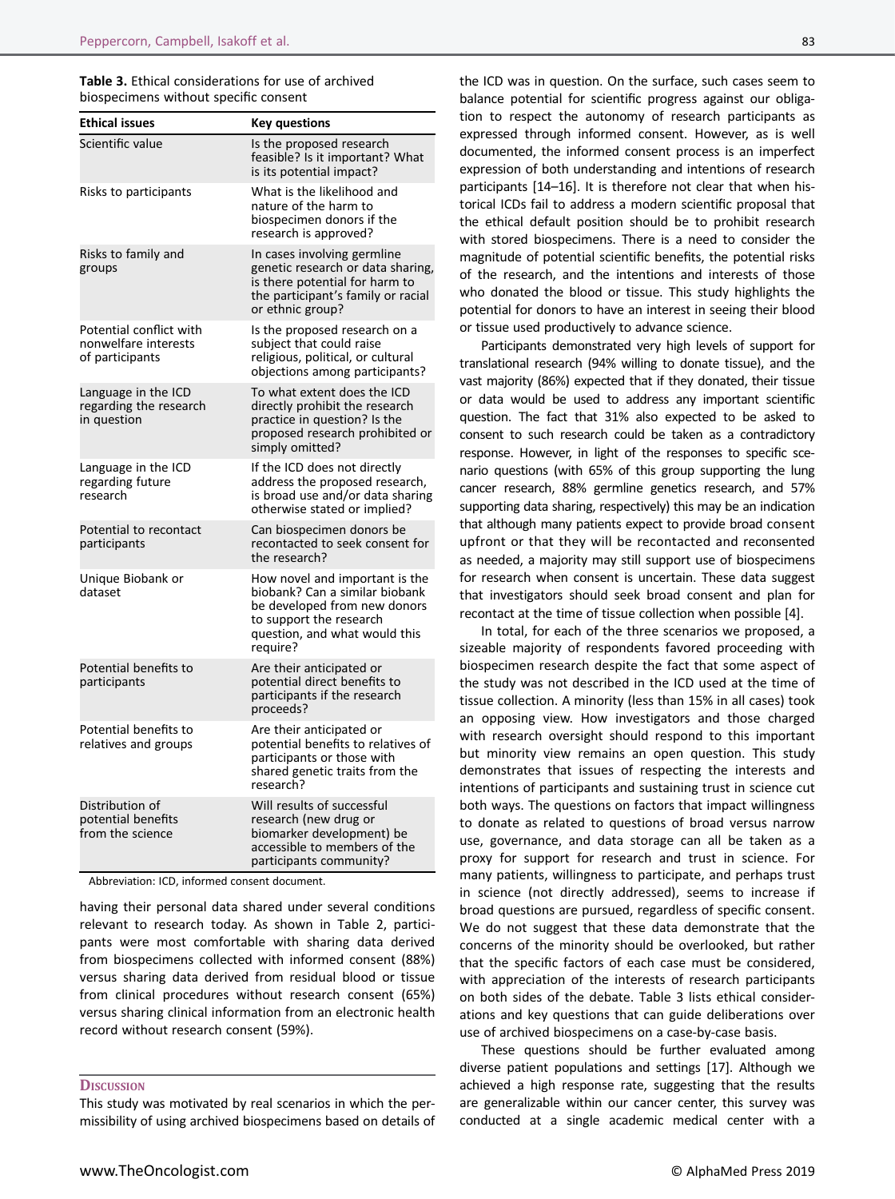**Table 3.** Ethical considerations for use of archived biospecimens without specific consent

| Ethical issues | Key questions |
|---|---|
| Scientific value | Is the proposed research feasible? Is it important? What is its potential impact? |
| Risks to participants | What is the likelihood and nature of the harm to biospecimen donors if the research is approved? |
| Risks to family and groups | In cases involving germline genetic research or data sharing, is there potential for harm to the participant's family or racial or ethnic group? |
| Potential conflict with nonwelfare interests of participants | Is the proposed research on a subject that could raise religious, political, or cultural objections among participants? |
| Language in the ICD regarding the research in question | To what extent does the ICD directly prohibit the research practice in question? Is the proposed research prohibited or simply omitted? |
| Language in the ICD regarding future research | If the ICD does not directly address the proposed research, is broad use and/or data sharing otherwise stated or implied? |
| Potential to recontact participants | Can biospecimen donors be recontacted to seek consent for the research? |
| Unique Biobank or dataset | How novel and important is the biobank? Can a similar biobank be developed from new donors to support the research question, and what would this require? |
| Potential benefits to participants | Are their anticipated or potential direct benefits to participants if the research proceeds? |
| Potential benefits to relatives and groups | Are their anticipated or potential benefits to relatives of participants or those with shared genetic traits from the research? |
| Distribution of potential benefits from the science | Will results of successful research (new drug or biomarker development) be accessible to members of the participants community? |

Abbreviation: ICD, informed consent document.

having their personal data shared under several conditions relevant to research today. As shown in Table 2, participants were most comfortable with sharing data derived from biospecimens collected with informed consent (88%) versus sharing data derived from residual blood or tissue from clinical procedures without research consent (65%) versus sharing clinical information from an electronic health record without research consent (59%).

## Discussion

This study was motivated by real scenarios in which the permissibility of using archived biospecimens based on details of the ICD was in question. On the surface, such cases seem to balance potential for scientific progress against our obligation to respect the autonomy of research participants as expressed through informed consent. However, as is well documented, the informed consent process is an imperfect expression of both understanding and intentions of research participants [14–16]. It is therefore not clear that when historical ICDs fail to address a modern scientific proposal that the ethical default position should be to prohibit research with stored biospecimens. There is a need to consider the magnitude of potential scientific benefits, the potential risks of the research, and the intentions and interests of those who donated the blood or tissue. This study highlights the potential for donors to have an interest in seeing their blood or tissue used productively to advance science.

Participants demonstrated very high levels of support for translational research (94% willing to donate tissue), and the vast majority (86%) expected that if they donated, their tissue or data would be used to address any important scientific question. The fact that 31% also expected to be asked to consent to such research could be taken as a contradictory response. However, in light of the responses to specific scenario questions (with 65% of this group supporting the lung cancer research, 88% germline genetics research, and 57% supporting data sharing, respectively) this may be an indication that although many patients expect to provide broad consent upfront or that they will be recontacted and reconsented as needed, a majority may still support use of biospecimens for research when consent is uncertain. These data suggest that investigators should seek broad consent and plan for recontact at the time of tissue collection when possible [4].

In total, for each of the three scenarios we proposed, a sizeable majority of respondents favored proceeding with biospecimen research despite the fact that some aspect of the study was not described in the ICD used at the time of tissue collection. A minority (less than 15% in all cases) took an opposing view. How investigators and those charged with research oversight should respond to this important but minority view remains an open question. This study demonstrates that issues of respecting the interests and intentions of participants and sustaining trust in science cut both ways. The questions on factors that impact willingness to donate as related to questions of broad versus narrow use, governance, and data storage can all be taken as a proxy for support for research and trust in science. For many patients, willingness to participate, and perhaps trust in science (not directly addressed), seems to increase if broad questions are pursued, regardless of specific consent. We do not suggest that these data demonstrate that the concerns of the minority should be overlooked, but rather that the specific factors of each case must be considered, with appreciation of the interests of research participants on both sides of the debate. Table 3 lists ethical considerations and key questions that can guide deliberations over use of archived biospecimens on a case-by-case basis.

These questions should be further evaluated among diverse patient populations and settings [17]. Although we achieved a high response rate, suggesting that the results are generalizable within our cancer center, this survey was conducted at a single academic medical center with a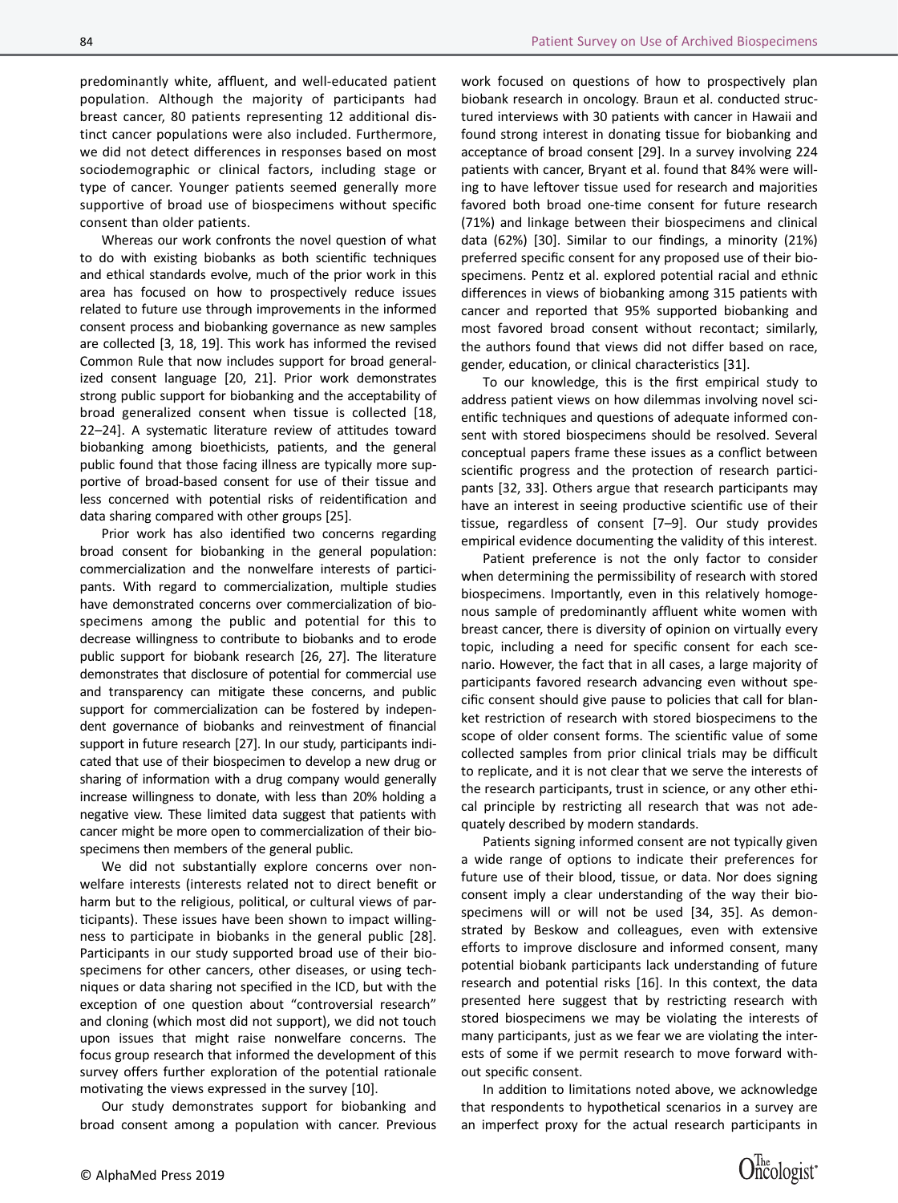predominantly white, affluent, and well-educated patient population. Although the majority of participants had breast cancer, 80 patients representing 12 additional distinct cancer populations were also included. Furthermore, we did not detect differences in responses based on most sociodemographic or clinical factors, including stage or type of cancer. Younger patients seemed generally more supportive of broad use of biospecimens without specific consent than older patients.

Whereas our work confronts the novel question of what to do with existing biobanks as both scientific techniques and ethical standards evolve, much of the prior work in this area has focused on how to prospectively reduce issues related to future use through improvements in the informed consent process and biobanking governance as new samples are collected [3, 18, 19]. This work has informed the revised Common Rule that now includes support for broad generalized consent language [20, 21]. Prior work demonstrates strong public support for biobanking and the acceptability of broad generalized consent when tissue is collected [18, 22–24]. A systematic literature review of attitudes toward biobanking among bioethicists, patients, and the general public found that those facing illness are typically more supportive of broad-based consent for use of their tissue and less concerned with potential risks of reidentification and data sharing compared with other groups [25].

Prior work has also identified two concerns regarding broad consent for biobanking in the general population: commercialization and the nonwelfare interests of participants. With regard to commercialization, multiple studies have demonstrated concerns over commercialization of biospecimens among the public and potential for this to decrease willingness to contribute to biobanks and to erode public support for biobank research [26, 27]. The literature demonstrates that disclosure of potential for commercial use and transparency can mitigate these concerns, and public support for commercialization can be fostered by independent governance of biobanks and reinvestment of financial support in future research [27]. In our study, participants indicated that use of their biospecimen to develop a new drug or sharing of information with a drug company would generally increase willingness to donate, with less than 20% holding a negative view. These limited data suggest that patients with cancer might be more open to commercialization of their biospecimens then members of the general public.

We did not substantially explore concerns over nonwelfare interests (interests related not to direct benefit or harm but to the religious, political, or cultural views of participants). These issues have been shown to impact willingness to participate in biobanks in the general public [28]. Participants in our study supported broad use of their biospecimens for other cancers, other diseases, or using techniques or data sharing not specified in the ICD, but with the exception of one question about "controversial research" and cloning (which most did not support), we did not touch upon issues that might raise nonwelfare concerns. The focus group research that informed the development of this survey offers further exploration of the potential rationale motivating the views expressed in the survey [10].

Our study demonstrates support for biobanking and broad consent among a population with cancer. Previous work focused on questions of how to prospectively plan biobank research in oncology. Braun et al. conducted structured interviews with 30 patients with cancer in Hawaii and found strong interest in donating tissue for biobanking and acceptance of broad consent [29]. In a survey involving 224 patients with cancer, Bryant et al. found that 84% were willing to have leftover tissue used for research and majorities favored both broad one-time consent for future research (71%) and linkage between their biospecimens and clinical data (62%) [30]. Similar to our findings, a minority (21%) preferred specific consent for any proposed use of their biospecimens. Pentz et al. explored potential racial and ethnic differences in views of biobanking among 315 patients with cancer and reported that 95% supported biobanking and most favored broad consent without recontact; similarly, the authors found that views did not differ based on race, gender, education, or clinical characteristics [31].

To our knowledge, this is the first empirical study to address patient views on how dilemmas involving novel scientific techniques and questions of adequate informed consent with stored biospecimens should be resolved. Several conceptual papers frame these issues as a conflict between scientific progress and the protection of research participants [32, 33]. Others argue that research participants may have an interest in seeing productive scientific use of their tissue, regardless of consent [7–9]. Our study provides empirical evidence documenting the validity of this interest.

Patient preference is not the only factor to consider when determining the permissibility of research with stored biospecimens. Importantly, even in this relatively homogenous sample of predominantly affluent white women with breast cancer, there is diversity of opinion on virtually every topic, including a need for specific consent for each scenario. However, the fact that in all cases, a large majority of participants favored research advancing even without specific consent should give pause to policies that call for blanket restriction of research with stored biospecimens to the scope of older consent forms. The scientific value of some collected samples from prior clinical trials may be difficult to replicate, and it is not clear that we serve the interests of the research participants, trust in science, or any other ethical principle by restricting all research that was not adequately described by modern standards.

Patients signing informed consent are not typically given a wide range of options to indicate their preferences for future use of their blood, tissue, or data. Nor does signing consent imply a clear understanding of the way their biospecimens will or will not be used [34, 35]. As demonstrated by Beskow and colleagues, even with extensive efforts to improve disclosure and informed consent, many potential biobank participants lack understanding of future research and potential risks [16]. In this context, the data presented here suggest that by restricting research with stored biospecimens we may be violating the interests of many participants, just as we fear we are violating the interests of some if we permit research to move forward without specific consent.

In addition to limitations noted above, we acknowledge that respondents to hypothetical scenarios in a survey are an imperfect proxy for the actual research participants in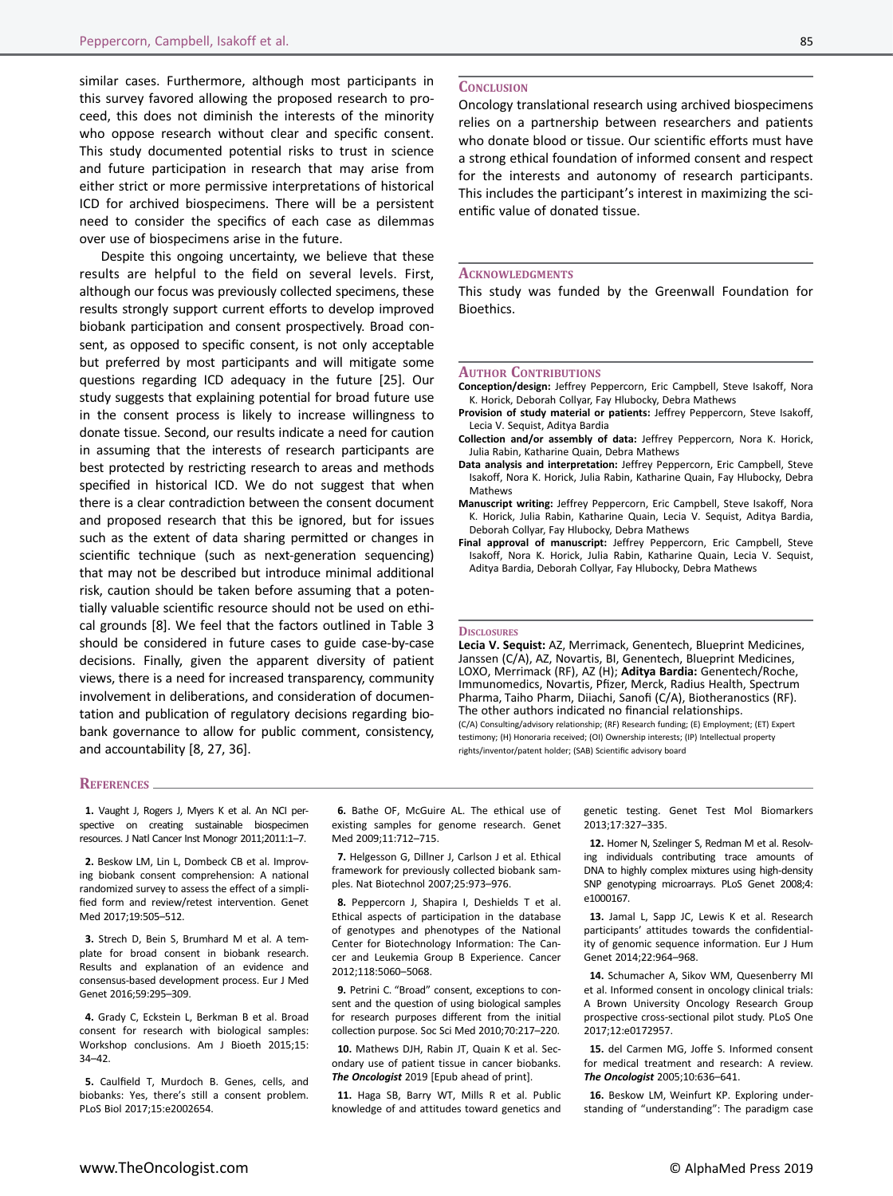similar cases. Furthermore, although most participants in this survey favored allowing the proposed research to proceed, this does not diminish the interests of the minority who oppose research without clear and specific consent. This study documented potential risks to trust in science and future participation in research that may arise from either strict or more permissive interpretations of historical ICD for archived biospecimens. There will be a persistent need to consider the specifics of each case as dilemmas over use of biospecimens arise in the future.

Despite this ongoing uncertainty, we believe that these results are helpful to the field on several levels. First, although our focus was previously collected specimens, these results strongly support current efforts to develop improved biobank participation and consent prospectively. Broad consent, as opposed to specific consent, is not only acceptable but preferred by most participants and will mitigate some questions regarding ICD adequacy in the future [25]. Our study suggests that explaining potential for broad future use in the consent process is likely to increase willingness to donate tissue. Second, our results indicate a need for caution in assuming that the interests of research participants are best protected by restricting research to areas and methods specified in historical ICD. We do not suggest that when there is a clear contradiction between the consent document and proposed research that this be ignored, but for issues such as the extent of data sharing permitted or changes in scientific technique (such as next-generation sequencing) that may not be described but introduce minimal additional risk, caution should be taken before assuming that a potentially valuable scientific resource should not be used on ethical grounds [8]. We feel that the factors outlined in Table 3 should be considered in future cases to guide case-by-case decisions. Finally, given the apparent diversity of patient views, there is a need for increased transparency, community involvement in deliberations, and consideration of documentation and publication of regulatory decisions regarding biobank governance to allow for public comment, consistency, and accountability [8, 27, 36].

## Conclusion

Oncology translational research using archived biospecimens relies on a partnership between researchers and patients who donate blood or tissue. Our scientific efforts must have a strong ethical foundation of informed consent and respect for the interests and autonomy of research participants. This includes the participant's interest in maximizing the scientific value of donated tissue.

## Acknowledgments

This study was funded by the Greenwall Foundation for Bioethics.

## Author Contributions

**Conception/design:** Jeffrey Peppercorn, Eric Campbell, Steve Isakoff, Nora K. Horick, Deborah Collyar, Fay Hlubocky, Debra Mathews

**Provision of study material or patients:** Jeffrey Peppercorn, Steve Isakoff, Lecia V. Sequist, Aditya Bardia

**Collection and/or assembly of data:** Jeffrey Peppercorn, Nora K. Horick, Julia Rabin, Katharine Quain, Debra Mathews

**Data analysis and interpretation:** Jeffrey Peppercorn, Eric Campbell, Steve Isakoff, Nora K. Horick, Julia Rabin, Katharine Quain, Fay Hlubocky, Debra Mathews

**Manuscript writing:** Jeffrey Peppercorn, Eric Campbell, Steve Isakoff, Nora K. Horick, Julia Rabin, Katharine Quain, Lecia V. Sequist, Aditya Bardia, Deborah Collyar, Fay Hlubocky, Debra Mathews

**Final approval of manuscript:** Jeffrey Peppercorn, Eric Campbell, Steve Isakoff, Nora K. Horick, Julia Rabin, Katharine Quain, Lecia V. Sequist, Aditya Bardia, Deborah Collyar, Fay Hlubocky, Debra Mathews

## Disclosures

**Lecia V. Sequist:** AZ, Merrimack, Genentech, Blueprint Medicines, Janssen (C/A), AZ, Novartis, BI, Genentech, Blueprint Medicines, LOXO, Merrimack (RF), AZ (H); **Aditya Bardia:** Genentech/Roche, Immunomedics, Novartis, Pfizer, Merck, Radius Health, Spectrum Pharma, Taiho Pharm, Diiachi, Sanofi (C/A), Biotheranostics (RF). The other authors indicated no financial relationships.

(C/A) Consulting/advisory relationship; (RF) Research funding; (E) Employment; (ET) Expert testimony; (H) Honoraria received; (OI) Ownership interests; (IP) Intellectual property rights/inventor/patent holder; (SAB) Scientific advisory board

## References

1. Vaught J, Rogers J, Myers K et al. An NCI perspective on creating sustainable biospecimen resources. J Natl Cancer Inst Monogr 2011;2011:1–7.

2. Beskow LM, Lin L, Dombeck CB et al. Improving biobank consent comprehension: A national randomized survey to assess the effect of a simplified form and review/retest intervention. Genet Med 2017;19:505–512.

3. Strech D, Bein S, Brumhard M et al. A template for broad consent in biobank research. Results and explanation of an evidence and consensus-based development process. Eur J Med Genet 2016;59:295–309.

4. Grady C, Eckstein L, Berkman B et al. Broad consent for research with biological samples: Workshop conclusions. Am J Bioeth 2015;15:34–42.

5. Caulfield T, Murdoch B. Genes, cells, and biobanks: Yes, there's still a consent problem. PLoS Biol 2017;15:e2002654.

6. Bathe OF, McGuire AL. The ethical use of existing samples for genome research. Genet Med 2009;11:712–715.

7. Helgesson G, Dillner J, Carlson J et al. Ethical framework for previously collected biobank samples. Nat Biotechnol 2007;25:973–976.

8. Peppercorn J, Shapira I, Deshields T et al. Ethical aspects of participation in the database of genotypes and phenotypes of the National Center for Biotechnology Information: The Cancer and Leukemia Group B Experience. Cancer 2012;118:5060–5068.

9. Petrini C. "Broad" consent, exceptions to consent and the question of using biological samples for research purposes different from the initial collection purpose. Soc Sci Med 2010;70:217–220.

10. Mathews DJH, Rabin JT, Quain K et al. Secondary use of patient tissue in cancer biobanks. ***The Oncologist*** 2019 [Epub ahead of print].

11. Haga SB, Barry WT, Mills R et al. Public knowledge of and attitudes toward genetics and genetic testing. Genet Test Mol Biomarkers 2013;17:327–335.

12. Homer N, Szelinger S, Redman M et al. Resolving individuals contributing trace amounts of DNA to highly complex mixtures using high-density SNP genotyping microarrays. PLoS Genet 2008;4:e1000167.

13. Jamal L, Sapp JC, Lewis K et al. Research participants' attitudes towards the confidentiality of genomic sequence information. Eur J Hum Genet 2014;22:964–968.

14. Schumacher A, Sikov WM, Quesenberry MI et al. Informed consent in oncology clinical trials: A Brown University Oncology Research Group prospective cross-sectional pilot study. PLoS One 2017;12:e0172957.

15. del Carmen MG, Joffe S. Informed consent for medical treatment and research: A review. ***The Oncologist*** 2005;10:636–641.

16. Beskow LM, Weinfurt KP. Exploring understanding of "understanding": The paradigm case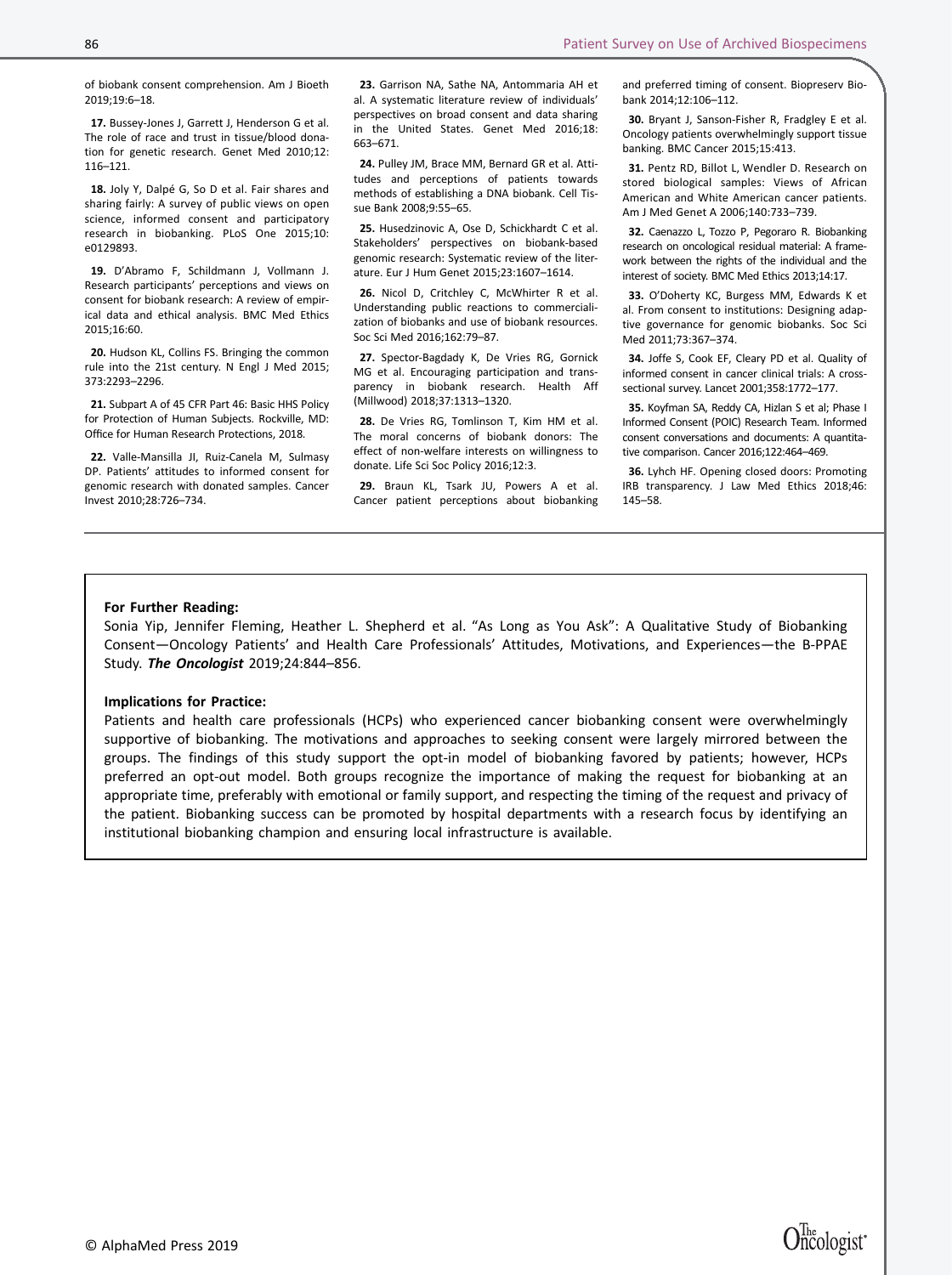of biobank consent comprehension. Am J Bioeth 2019;19:6–18.

**17.** Bussey-Jones J, Garrett J, Henderson G et al. The role of race and trust in tissue/blood donation for genetic research. Genet Med 2010;12: 116–121.

**18.** Joly Y, Dalpé G, So D et al. Fair shares and sharing fairly: A survey of public views on open science, informed consent and participatory research in biobanking. PLoS One 2015;10: e0129893.

**19.** D'Abramo F, Schildmann J, Vollmann J. Research participants' perceptions and views on consent for biobank research: A review of empirical data and ethical analysis. BMC Med Ethics 2015;16:60.

**20.** Hudson KL, Collins FS. Bringing the common rule into the 21st century. N Engl J Med 2015; 373:2293–2296.

**21.** Subpart A of 45 CFR Part 46: Basic HHS Policy for Protection of Human Subjects. Rockville, MD: Office for Human Research Protections, 2018.

**22.** Valle-Mansilla JI, Ruiz-Canela M, Sulmasy DP. Patients' attitudes to informed consent for genomic research with donated samples. Cancer Invest 2010;28:726–734.

**23.** Garrison NA, Sathe NA, Antommaria AH et al. A systematic literature review of individuals' perspectives on broad consent and data sharing in the United States. Genet Med 2016;18: 663–671.

**24.** Pulley JM, Brace MM, Bernard GR et al. Attitudes and perceptions of patients towards methods of establishing a DNA biobank. Cell Tissue Bank 2008;9:55–65.

**25.** Husedzinovic A, Ose D, Schickhardt C et al. Stakeholders' perspectives on biobank-based genomic research: Systematic review of the literature. Eur J Hum Genet 2015;23:1607–1614.

**26.** Nicol D, Critchley C, McWhirter R et al. Understanding public reactions to commercialization of biobanks and use of biobank resources. Soc Sci Med 2016;162:79–87.

**27.** Spector-Bagdady K, De Vries RG, Gornick MG et al. Encouraging participation and transparency in biobank research. Health Aff (Millwood) 2018;37:1313–1320.

**28.** De Vries RG, Tomlinson T, Kim HM et al. The moral concerns of biobank donors: The effect of non-welfare interests on willingness to donate. Life Sci Soc Policy 2016;12:3.

**29.** Braun KL, Tsark JU, Powers A et al. Cancer patient perceptions about biobanking and preferred timing of consent. Biopreserv Biobank 2014;12:106–112.

**30.** Bryant J, Sanson-Fisher R, Fradgley E et al. Oncology patients overwhelmingly support tissue banking. BMC Cancer 2015;15:413.

**31.** Pentz RD, Billot L, Wendler D. Research on stored biological samples: Views of African American and White American cancer patients. Am J Med Genet A 2006;140:733–739.

**32.** Caenazzo L, Tozzo P, Pegoraro R. Biobanking research on oncological residual material: A framework between the rights of the individual and the interest of society. BMC Med Ethics 2013;14:17.

**33.** O'Doherty KC, Burgess MM, Edwards K et al. From consent to institutions: Designing adaptive governance for genomic biobanks. Soc Sci Med 2011;73:367–374.

**34.** Joffe S, Cook EF, Cleary PD et al. Quality of informed consent in cancer clinical trials: A cross-sectional survey. Lancet 2001;358:1772–177.

**35.** Koyfman SA, Reddy CA, Hizlan S et al; Phase I Informed Consent (POIC) Research Team. Informed consent conversations and documents: A quantitative comparison. Cancer 2016;122:464–469.

**36.** Lyhch HF. Opening closed doors: Promoting IRB transparency. J Law Med Ethics 2018;46: 145–58.

**For Further Reading:**

Sonia Yip, Jennifer Fleming, Heather L. Shepherd et al. "As Long as You Ask": A Qualitative Study of Biobanking Consent—Oncology Patients' and Health Care Professionals' Attitudes, Motivations, and Experiences—the B-PPAE Study. ***The Oncologist*** 2019;24:844–856.

**Implications for Practice:**

Patients and health care professionals (HCPs) who experienced cancer biobanking consent were overwhelmingly supportive of biobanking. The motivations and approaches to seeking consent were largely mirrored between the groups. The findings of this study support the opt-in model of biobanking favored by patients; however, HCPs preferred an opt-out model. Both groups recognize the importance of making the request for biobanking at an appropriate time, preferably with emotional or family support, and respecting the timing of the request and privacy of the patient. Biobanking success can be promoted by hospital departments with a research focus by identifying an institutional biobanking champion and ensuring local infrastructure is available.